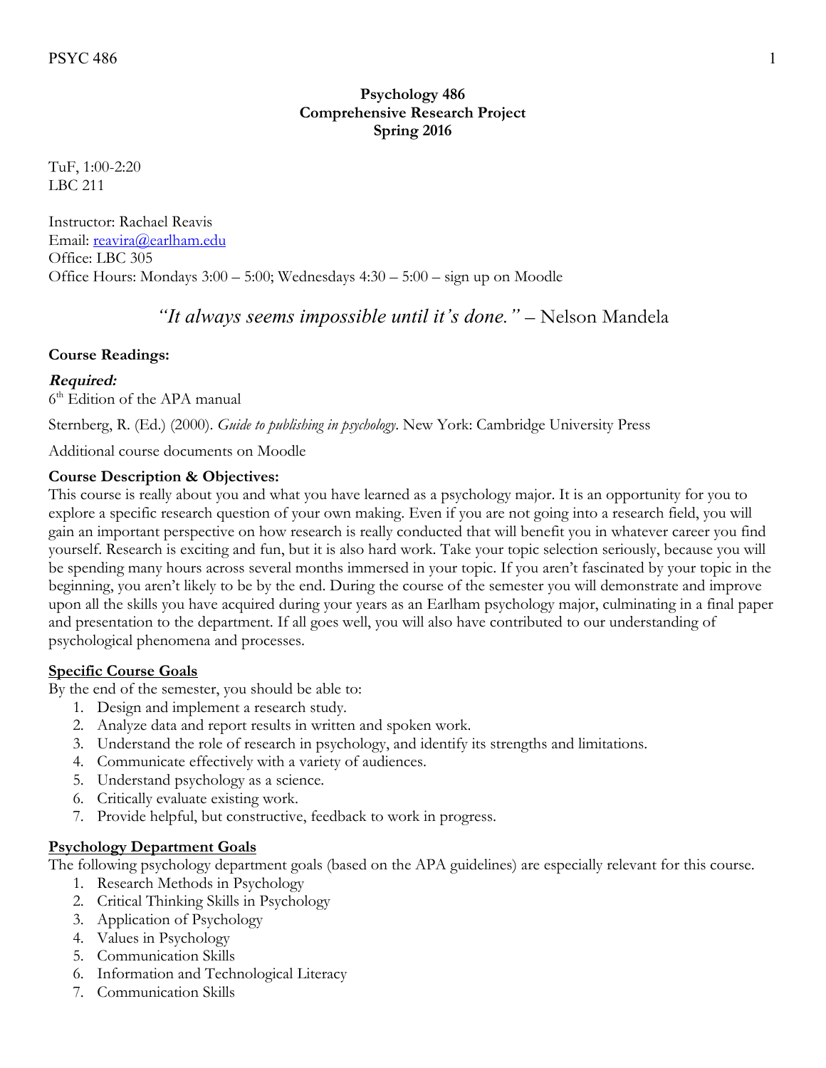**Psychology 486**
**Comprehensive Research Project**
**Spring 2016**

TuF, 1:00-2:20
LBC 211

Instructor: Rachael Reavis
Email: reavira@earlham.edu
Office: LBC 305
Office Hours: Mondays 3:00 – 5:00; Wednesdays 4:30 – 5:00 – sign up on Moodle

*"It always seems impossible until it's done."* – Nelson Mandela

**Course Readings:**

***Required:***
6th Edition of the APA manual

Sternberg, R. (Ed.) (2000). *Guide to publishing in psychology*. New York: Cambridge University Press

Additional course documents on Moodle

**Course Description & Objectives:**
This course is really about you and what you have learned as a psychology major. It is an opportunity for you to explore a specific research question of your own making. Even if you are not going into a research field, you will gain an important perspective on how research is really conducted that will benefit you in whatever career you find yourself. Research is exciting and fun, but it is also hard work. Take your topic selection seriously, because you will be spending many hours across several months immersed in your topic. If you aren't fascinated by your topic in the beginning, you aren't likely to be by the end. During the course of the semester you will demonstrate and improve upon all the skills you have acquired during your years as an Earlham psychology major, culminating in a final paper and presentation to the department. If all goes well, you will also have contributed to our understanding of psychological phenomena and processes.

**Specific Course Goals**
By the end of the semester, you should be able to:

1. Design and implement a research study.
2. Analyze data and report results in written and spoken work.
3. Understand the role of research in psychology, and identify its strengths and limitations.
4. Communicate effectively with a variety of audiences.
5. Understand psychology as a science.
6. Critically evaluate existing work.
7. Provide helpful, but constructive, feedback to work in progress.

**Psychology Department Goals**
The following psychology department goals (based on the APA guidelines) are especially relevant for this course.

1. Research Methods in Psychology
2. Critical Thinking Skills in Psychology
3. Application of Psychology
4. Values in Psychology
5. Communication Skills
6. Information and Technological Literacy
7. Communication Skills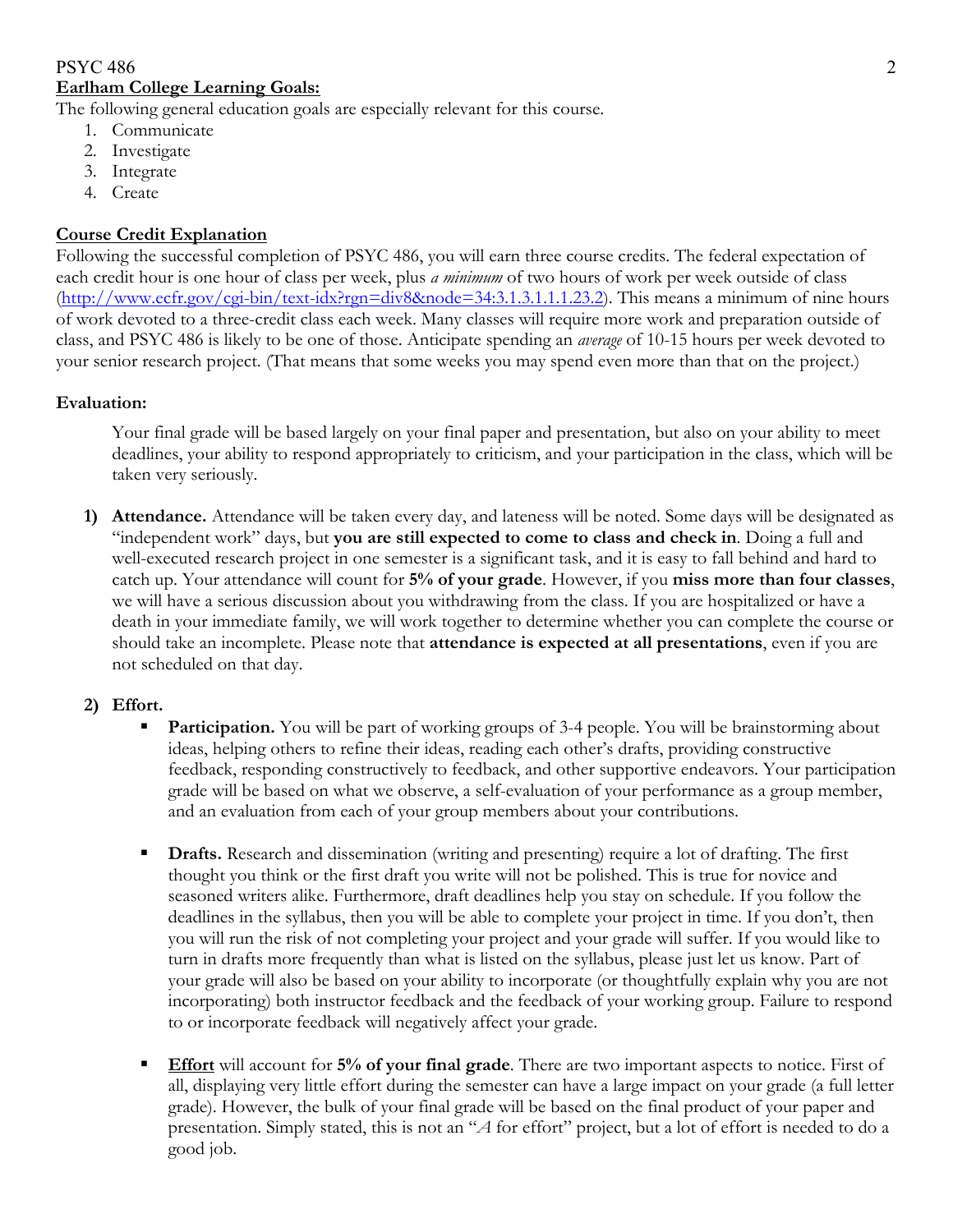## Earlham College Learning Goals:

The following general education goals are especially relevant for this course.

1. Communicate
2. Investigate
3. Integrate
4. Create

## Course Credit Explanation

Following the successful completion of PSYC 486, you will earn three course credits. The federal expectation of each credit hour is one hour of class per week, plus *a minimum* of two hours of work per week outside of class (http://www.ecfr.gov/cgi-bin/text-idx?rgn=div8&node=34:3.1.3.1.1.1.23.2). This means a minimum of nine hours of work devoted to a three-credit class each week. Many classes will require more work and preparation outside of class, and PSYC 486 is likely to be one of those. Anticipate spending an *average* of 10-15 hours per week devoted to your senior research project. (That means that some weeks you may spend even more than that on the project.)

**Evaluation:**

Your final grade will be based largely on your final paper and presentation, but also on your ability to meet deadlines, your ability to respond appropriately to criticism, and your participation in the class, which will be taken very seriously.

1) **Attendance.** Attendance will be taken every day, and lateness will be noted. Some days will be designated as "independent work" days, but **you are still expected to come to class and check in**. Doing a full and well-executed research project in one semester is a significant task, and it is easy to fall behind and hard to catch up. Your attendance will count for **5% of your grade**. However, if you **miss more than four classes**, we will have a serious discussion about you withdrawing from the class. If you are hospitalized or have a death in your immediate family, we will work together to determine whether you can complete the course or should take an incomplete. Please note that **attendance is expected at all presentations**, even if you are not scheduled on that day.

2) **Effort.**
   - **Participation.** You will be part of working groups of 3-4 people. You will be brainstorming about ideas, helping others to refine their ideas, reading each other's drafts, providing constructive feedback, responding constructively to feedback, and other supportive endeavors. Your participation grade will be based on what we observe, a self-evaluation of your performance as a group member, and an evaluation from each of your group members about your contributions.
   - **Drafts.** Research and dissemination (writing and presenting) require a lot of drafting. The first thought you think or the first draft you write will not be polished. This is true for novice and seasoned writers alike. Furthermore, draft deadlines help you stay on schedule. If you follow the deadlines in the syllabus, then you will be able to complete your project in time. If you don't, then you will run the risk of not completing your project and your grade will suffer. If you would like to turn in drafts more frequently than what is listed on the syllabus, please just let us know. Part of your grade will also be based on your ability to incorporate (or thoughtfully explain why you are not incorporating) both instructor feedback and the feedback of your working group. Failure to respond to or incorporate feedback will negatively affect your grade.
   - **Effort** will account for **5% of your final grade**. There are two important aspects to notice. First of all, displaying very little effort during the semester can have a large impact on your grade (a full letter grade). However, the bulk of your final grade will be based on the final product of your paper and presentation. Simply stated, this is not an "*A* for effort" project, but a lot of effort is needed to do a good job.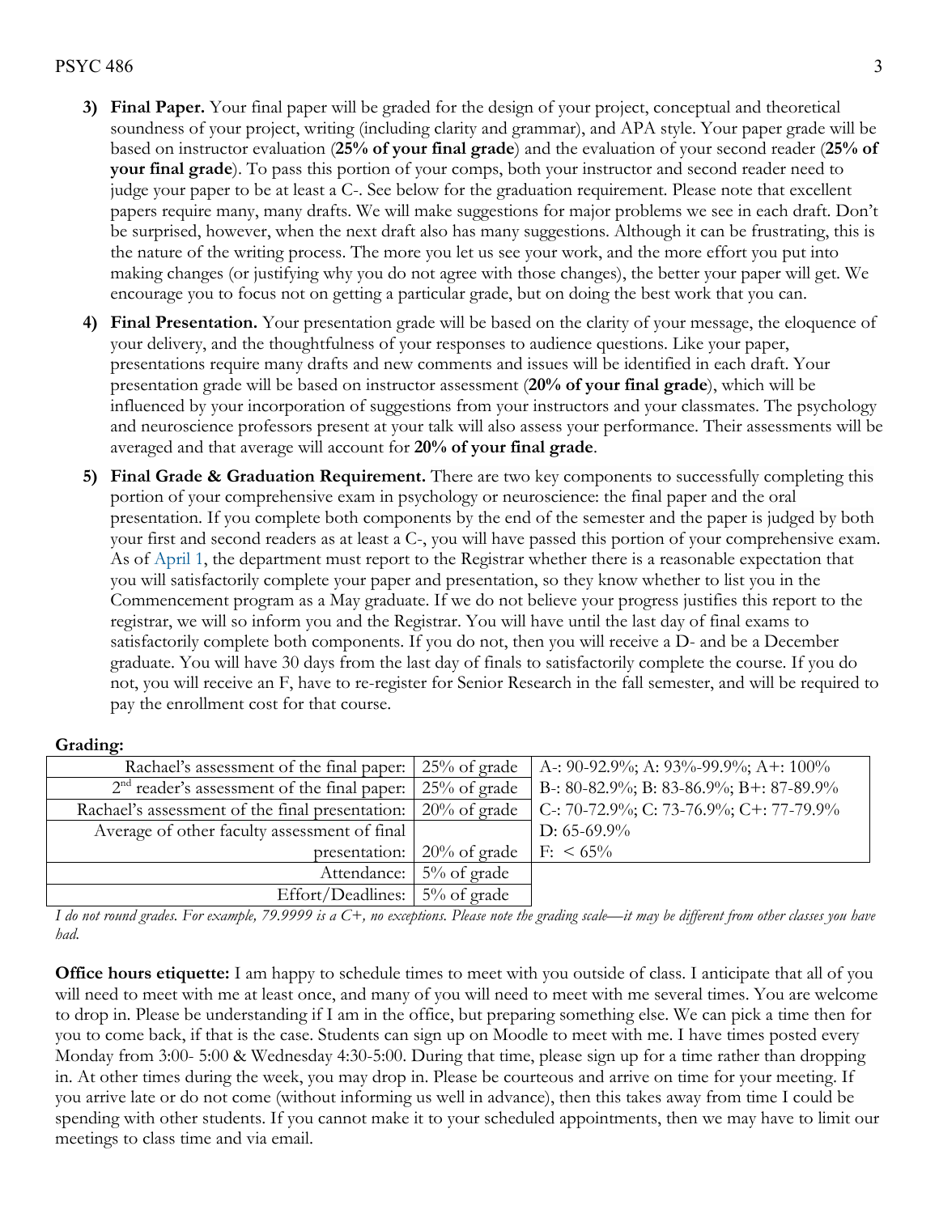3) **Final Paper.** Your final paper will be graded for the design of your project, conceptual and theoretical soundness of your project, writing (including clarity and grammar), and APA style. Your paper grade will be based on instructor evaluation (**25% of your final grade**) and the evaluation of your second reader (**25% of your final grade**). To pass this portion of your comps, both your instructor and second reader need to judge your paper to be at least a C-. See below for the graduation requirement. Please note that excellent papers require many, many drafts. We will make suggestions for major problems we see in each draft. Don't be surprised, however, when the next draft also has many suggestions. Although it can be frustrating, this is the nature of the writing process. The more you let us see your work, and the more effort you put into making changes (or justifying why you do not agree with those changes), the better your paper will get. We encourage you to focus not on getting a particular grade, but on doing the best work that you can.

4) **Final Presentation.** Your presentation grade will be based on the clarity of your message, the eloquence of your delivery, and the thoughtfulness of your responses to audience questions. Like your paper, presentations require many drafts and new comments and issues will be identified in each draft. Your presentation grade will be based on instructor assessment (**20% of your final grade**), which will be influenced by your incorporation of suggestions from your instructors and your classmates. The psychology and neuroscience professors present at your talk will also assess your performance. Their assessments will be averaged and that average will account for **20% of your final grade**.

5) **Final Grade & Graduation Requirement.** There are two key components to successfully completing this portion of your comprehensive exam in psychology or neuroscience: the final paper and the oral presentation. If you complete both components by the end of the semester and the paper is judged by both your first and second readers as at least a C-, you will have passed this portion of your comprehensive exam. As of April 1, the department must report to the Registrar whether there is a reasonable expectation that you will satisfactorily complete your paper and presentation, so they know whether to list you in the Commencement program as a May graduate. If we do not believe your progress justifies this report to the registrar, we will so inform you and the Registrar. You will have until the last day of final exams to satisfactorily complete both components. If you do not, then you will receive a D- and be a December graduate. You will have 30 days from the last day of finals to satisfactorily complete the course. If you do not, you will receive an F, have to re-register for Senior Research in the fall semester, and will be required to pay the enrollment cost for that course.

**Grading:**

| Component | Weight | Scale |
|---|---|---|
| Rachael's assessment of the final paper: | 25% of grade | A-: 90-92.9%; A: 93%-99.9%; A+: 100% |
| 2nd reader's assessment of the final paper: | 25% of grade | B-: 80-82.9%; B: 83-86.9%; B+: 87-89.9% |
| Rachael's assessment of the final presentation: | 20% of grade | C-: 70-72.9%; C: 73-76.9%; C+: 77-79.9% |
| Average of other faculty assessment of final presentation: | 20% of grade | D: 65-69.9%; F: < 65% |
| Attendance: | 5% of grade | |
| Effort/Deadlines: | 5% of grade | |

*I do not round grades. For example, 79.9999 is a C+, no exceptions. Please note the grading scale—it may be different from other classes you have had.*

**Office hours etiquette:** I am happy to schedule times to meet with you outside of class. I anticipate that all of you will need to meet with me at least once, and many of you will need to meet with me several times. You are welcome to drop in. Please be understanding if I am in the office, but preparing something else. We can pick a time then for you to come back, if that is the case. Students can sign up on Moodle to meet with me. I have times posted every Monday from 3:00- 5:00 & Wednesday 4:30-5:00. During that time, please sign up for a time rather than dropping in. At other times during the week, you may drop in. Please be courteous and arrive on time for your meeting. If you arrive late or do not come (without informing us well in advance), then this takes away from time I could be spending with other students. If you cannot make it to your scheduled appointments, then we may have to limit our meetings to class time and via email.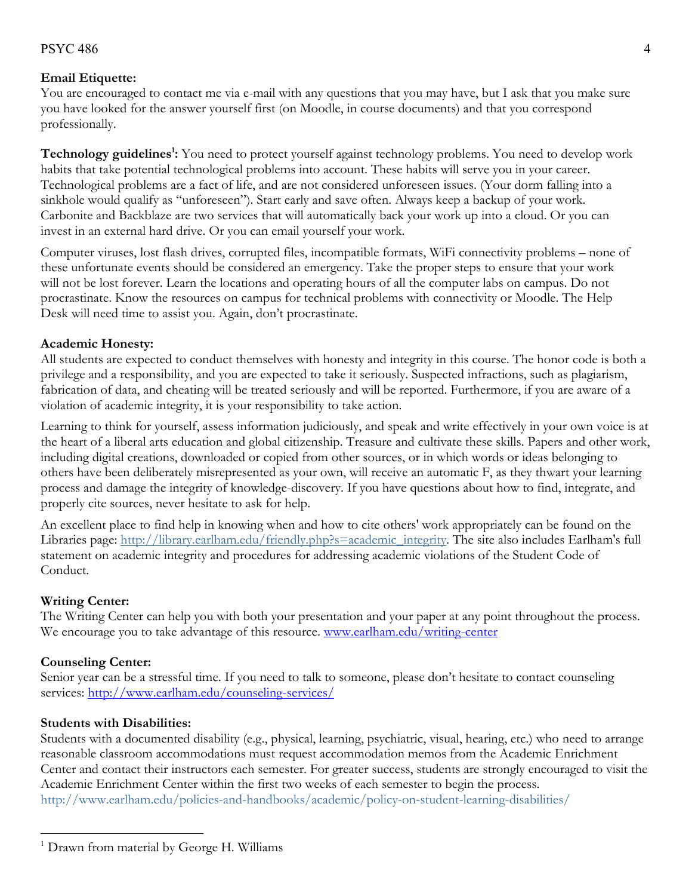**Email Etiquette:**
You are encouraged to contact me via e-mail with any questions that you may have, but I ask that you make sure you have looked for the answer yourself first (on Moodle, in course documents) and that you correspond professionally.

**Technology guidelines[1]:** You need to protect yourself against technology problems. You need to develop work habits that take potential technological problems into account. These habits will serve you in your career. Technological problems are a fact of life, and are not considered unforeseen issues. (Your dorm falling into a sinkhole would qualify as "unforeseen"). Start early and save often. Always keep a backup of your work. Carbonite and Backblaze are two services that will automatically back your work up into a cloud. Or you can invest in an external hard drive. Or you can email yourself your work.

Computer viruses, lost flash drives, corrupted files, incompatible formats, WiFi connectivity problems – none of these unfortunate events should be considered an emergency. Take the proper steps to ensure that your work will not be lost forever. Learn the locations and operating hours of all the computer labs on campus. Do not procrastinate. Know the resources on campus for technical problems with connectivity or Moodle. The Help Desk will need time to assist you. Again, don't procrastinate.

**Academic Honesty:**
All students are expected to conduct themselves with honesty and integrity in this course. The honor code is both a privilege and a responsibility, and you are expected to take it seriously. Suspected infractions, such as plagiarism, fabrication of data, and cheating will be treated seriously and will be reported. Furthermore, if you are aware of a violation of academic integrity, it is your responsibility to take action.

Learning to think for yourself, assess information judiciously, and speak and write effectively in your own voice is at the heart of a liberal arts education and global citizenship. Treasure and cultivate these skills. Papers and other work, including digital creations, downloaded or copied from other sources, or in which words or ideas belonging to others have been deliberately misrepresented as your own, will receive an automatic F, as they thwart your learning process and damage the integrity of knowledge-discovery. If you have questions about how to find, integrate, and properly cite sources, never hesitate to ask for help.

An excellent place to find help in knowing when and how to cite others' work appropriately can be found on the Libraries page: http://library.earlham.edu/friendly.php?s=academic_integrity. The site also includes Earlham's full statement on academic integrity and procedures for addressing academic violations of the Student Code of Conduct.

**Writing Center:**
The Writing Center can help you with both your presentation and your paper at any point throughout the process. We encourage you to take advantage of this resource. www.earlham.edu/writing-center

**Counseling Center:**
Senior year can be a stressful time. If you need to talk to someone, please don't hesitate to contact counseling services: http://www.earlham.edu/counseling-services/

**Students with Disabilities:**
Students with a documented disability (e.g., physical, learning, psychiatric, visual, hearing, etc.) who need to arrange reasonable classroom accommodations must request accommodation memos from the Academic Enrichment Center and contact their instructors each semester. For greater success, students are strongly encouraged to visit the Academic Enrichment Center within the first two weeks of each semester to begin the process.
http://www.earlham.edu/policies-and-handbooks/academic/policy-on-student-learning-disabilities/

---

[1] Drawn from material by George H. Williams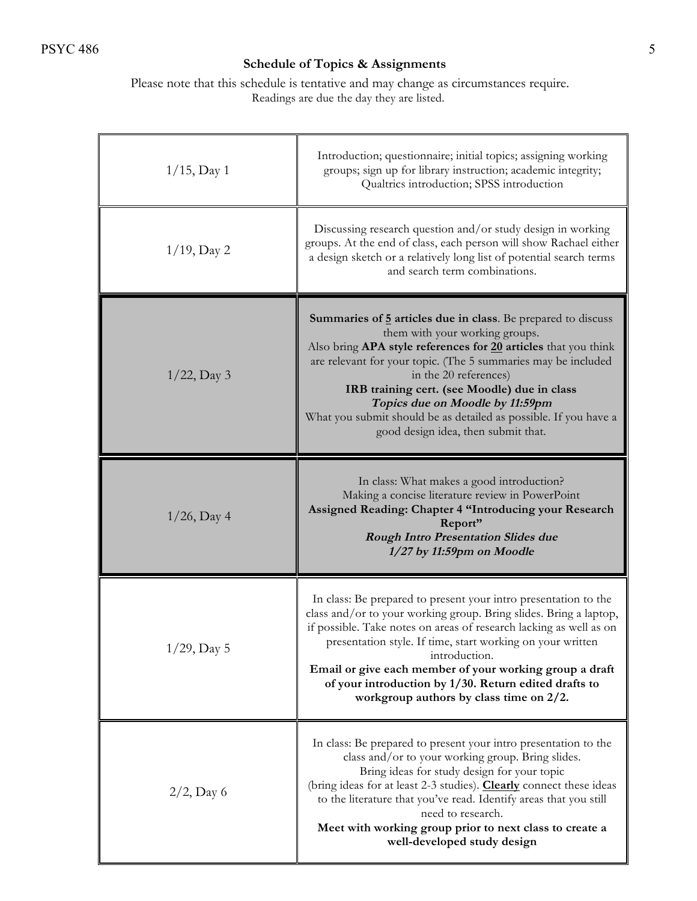## Schedule of Topics & Assignments

Please note that this schedule is tentative and may change as circumstances require.
Readings are due the day they are listed.

| Date | Topics & Assignments |
| --- | --- |
| 1/15, Day 1 | Introduction; questionnaire; initial topics; assigning working groups; sign up for library instruction; academic integrity; Qualtrics introduction; SPSS introduction |
| 1/19, Day 2 | Discussing research question and/or study design in working groups. At the end of class, each person will show Rachael either a design sketch or a relatively long list of potential search terms and search term combinations. |
| 1/22, Day 3 | **Summaries of <u>5</u> articles due in class**. Be prepared to discuss them with your working groups. Also bring **APA style references for <u>20</u> articles** that you think are relevant for your topic. (The 5 summaries may be included in the 20 references) **IRB training cert. (see Moodle) due in class** ***Topics due on Moodle by 11:59pm*** What you submit should be as detailed as possible. If you have a good design idea, then submit that. |
| 1/26, Day 4 | In class: What makes a good introduction? Making a concise literature review in PowerPoint **Assigned Reading: Chapter 4 "Introducing your Research Report"** ***Rough Intro Presentation Slides due 1/27 by 11:59pm on Moodle*** |
| 1/29, Day 5 | In class: Be prepared to present your intro presentation to the class and/or to your working group. Bring slides. Bring a laptop, if possible. Take notes on areas of research lacking as well as on presentation style. If time, start working on your written introduction. **Email or give each member of your working group a draft of your introduction by 1/30. Return edited drafts to workgroup authors by class time on 2/2.** |
| 2/2, Day 6 | In class: Be prepared to present your intro presentation to the class and/or to your working group. Bring slides. Bring ideas for study design for your topic (bring ideas for at least 2-3 studies). **<u>Clearly</u>** connect these ideas to the literature that you've read. Identify areas that you still need to research. **Meet with working group prior to next class to create a well-developed study design** |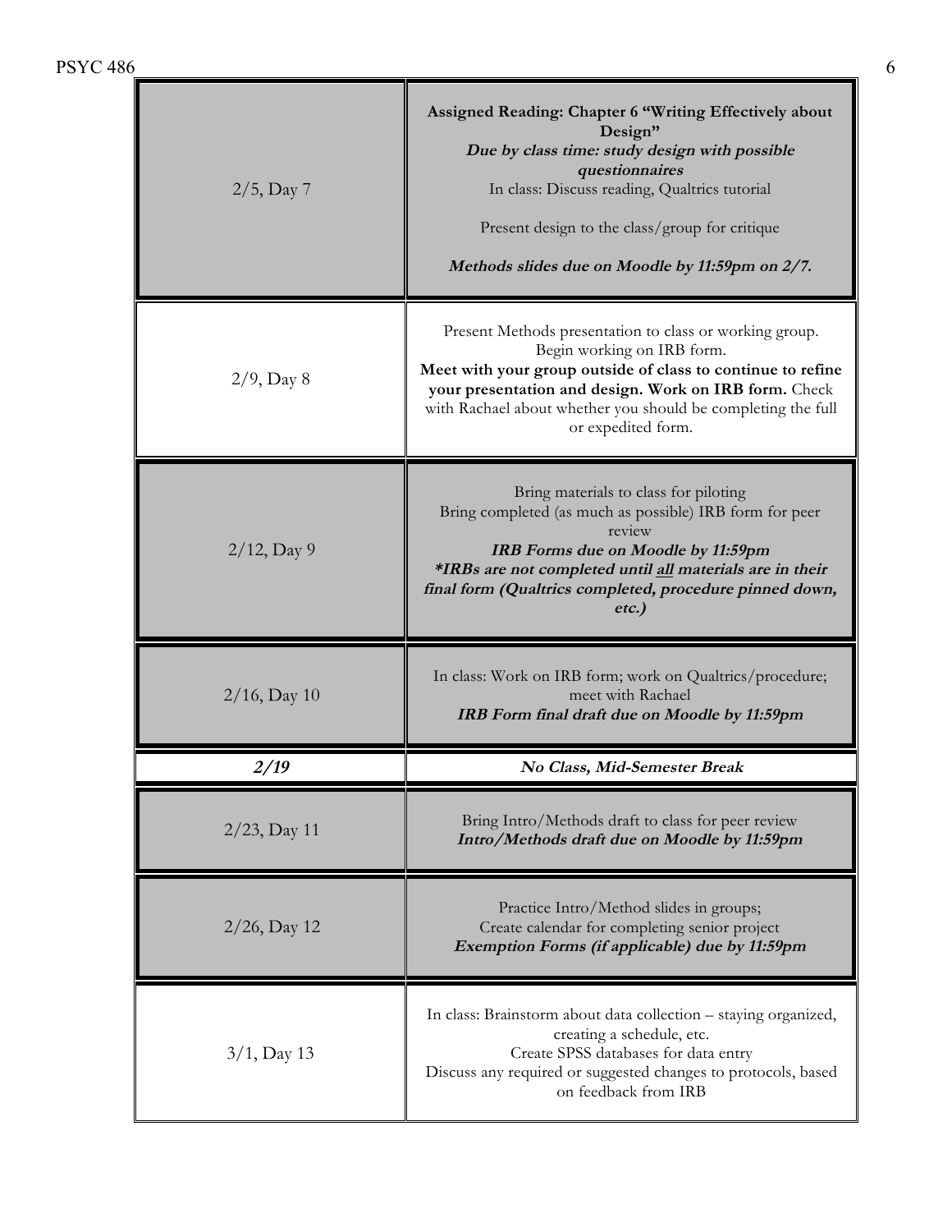| | |
|---|---|
| 2/5, Day 7 | **Assigned Reading: Chapter 6 "Writing Effectively about Design"**<br>***Due by class time: study design with possible questionnaires***<br>In class: Discuss reading, Qualtrics tutorial<br><br>Present design to the class/group for critique<br><br>***Methods slides due on Moodle by 11:59pm on 2/7.*** |
| 2/9, Day 8 | Present Methods presentation to class or working group. Begin working on IRB form.<br>**Meet with your group outside of class to continue to refine your presentation and design. Work on IRB form.** Check with Rachael about whether you should be completing the full or expedited form. |
| 2/12, Day 9 | Bring materials to class for piloting<br>Bring completed (as much as possible) IRB form for peer review<br>***IRB Forms due on Moodle by 11:59pm***<br>***\*IRBs are not completed until <u>all</u> materials are in their final form (Qualtrics completed, procedure pinned down, etc.)*** |
| 2/16, Day 10 | In class: Work on IRB form; work on Qualtrics/procedure; meet with Rachael<br>***IRB Form final draft due on Moodle by 11:59pm*** |
| ***2/19*** | ***No Class, Mid-Semester Break*** |
| 2/23, Day 11 | Bring Intro/Methods draft to class for peer review<br>***Intro/Methods draft due on Moodle by 11:59pm*** |
| 2/26, Day 12 | Practice Intro/Method slides in groups;<br>Create calendar for completing senior project<br>***Exemption Forms (if applicable) due by 11:59pm*** |
| 3/1, Day 13 | In class: Brainstorm about data collection – staying organized, creating a schedule, etc.<br>Create SPSS databases for data entry<br>Discuss any required or suggested changes to protocols, based on feedback from IRB |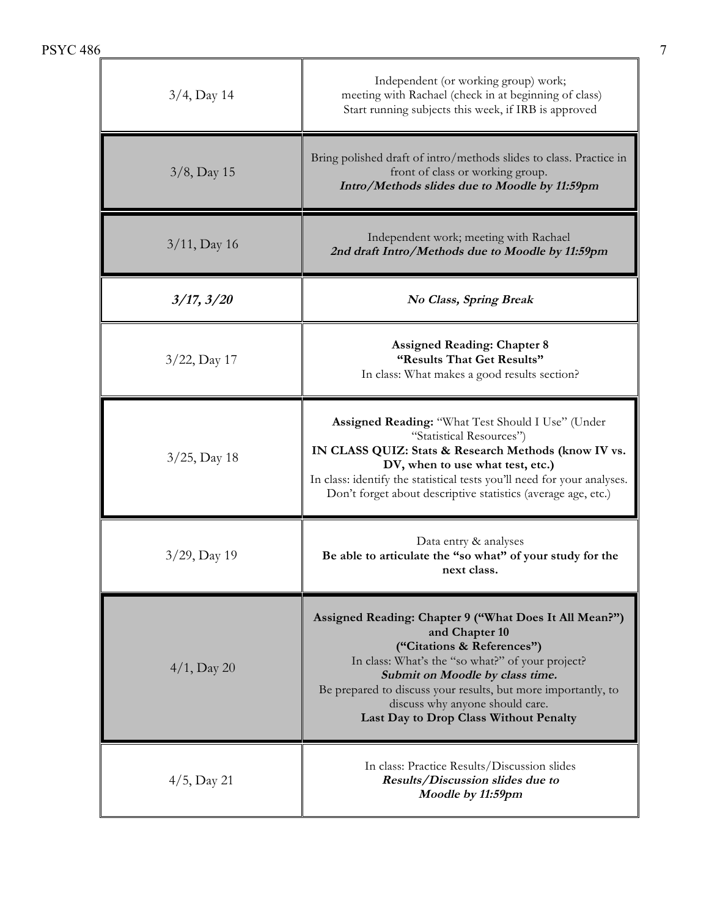| Date | Activity |
|---|---|
| 3/4, Day 14 | Independent (or working group) work; meeting with Rachael (check in at beginning of class) Start running subjects this week, if IRB is approved |
| 3/8, Day 15 | Bring polished draft of intro/methods slides to class. Practice in front of class or working group. ***Intro/Methods slides due to Moodle by 11:59pm*** |
| 3/11, Day 16 | Independent work; meeting with Rachael ***2nd draft Intro/Methods due to Moodle by 11:59pm*** |
| ***3/17, 3/20*** | ***No Class, Spring Break*** |
| 3/22, Day 17 | **Assigned Reading: Chapter 8 "Results That Get Results"** In class: What makes a good results section? |
| 3/25, Day 18 | **Assigned Reading:** "What Test Should I Use" (Under "Statistical Resources") **IN CLASS QUIZ: Stats & Research Methods (know IV vs. DV, when to use what test, etc.)** In class: identify the statistical tests you'll need for your analyses. Don't forget about descriptive statistics (average age, etc.) |
| 3/29, Day 19 | Data entry & analyses **Be able to articulate the "so what" of your study for the next class.** |
| 4/1, Day 20 | **Assigned Reading: Chapter 9 ("What Does It All Mean?") and Chapter 10 ("Citations & References")** In class: What's the "so what?" of your project? ***Submit on Moodle by class time.*** Be prepared to discuss your results, but more importantly, to discuss why anyone should care. **Last Day to Drop Class Without Penalty** |
| 4/5, Day 21 | In class: Practice Results/Discussion slides ***Results/Discussion slides due to Moodle by 11:59pm*** |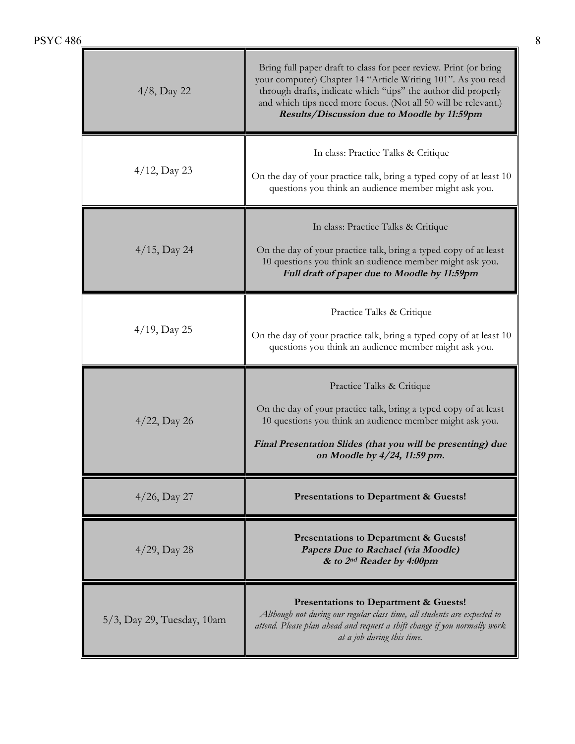| | |
|---|---|
| 4/8, Day 22 | Bring full paper draft to class for peer review. Print (or bring your computer) Chapter 14 "Article Writing 101". As you read through drafts, indicate which "tips" the author did properly and which tips need more focus. (Not all 50 will be relevant.) ***Results/Discussion due to Moodle by 11:59pm*** |
| 4/12, Day 23 | In class: Practice Talks & Critique<br><br>On the day of your practice talk, bring a typed copy of at least 10 questions you think an audience member might ask you. |
| 4/15, Day 24 | In class: Practice Talks & Critique<br><br>On the day of your practice talk, bring a typed copy of at least 10 questions you think an audience member might ask you.<br>***Full draft of paper due to Moodle by 11:59pm*** |
| 4/19, Day 25 | Practice Talks & Critique<br><br>On the day of your practice talk, bring a typed copy of at least 10 questions you think an audience member might ask you. |
| 4/22, Day 26 | Practice Talks & Critique<br><br>On the day of your practice talk, bring a typed copy of at least 10 questions you think an audience member might ask you.<br><br>***Final Presentation Slides (that you will be presenting) due on Moodle by 4/24, 11:59 pm.*** |
| 4/26, Day 27 | **Presentations to Department & Guests!** |
| 4/29, Day 28 | **Presentations to Department & Guests!**<br>***Papers Due to Rachael (via Moodle)***<br>***& to 2nd Reader by 4:00pm*** |
| 5/3, Day 29, Tuesday, 10am | **Presentations to Department & Guests!**<br>*Although not during our regular class time, all students are expected to attend. Please plan ahead and request a shift change if you normally work at a job during this time.* |